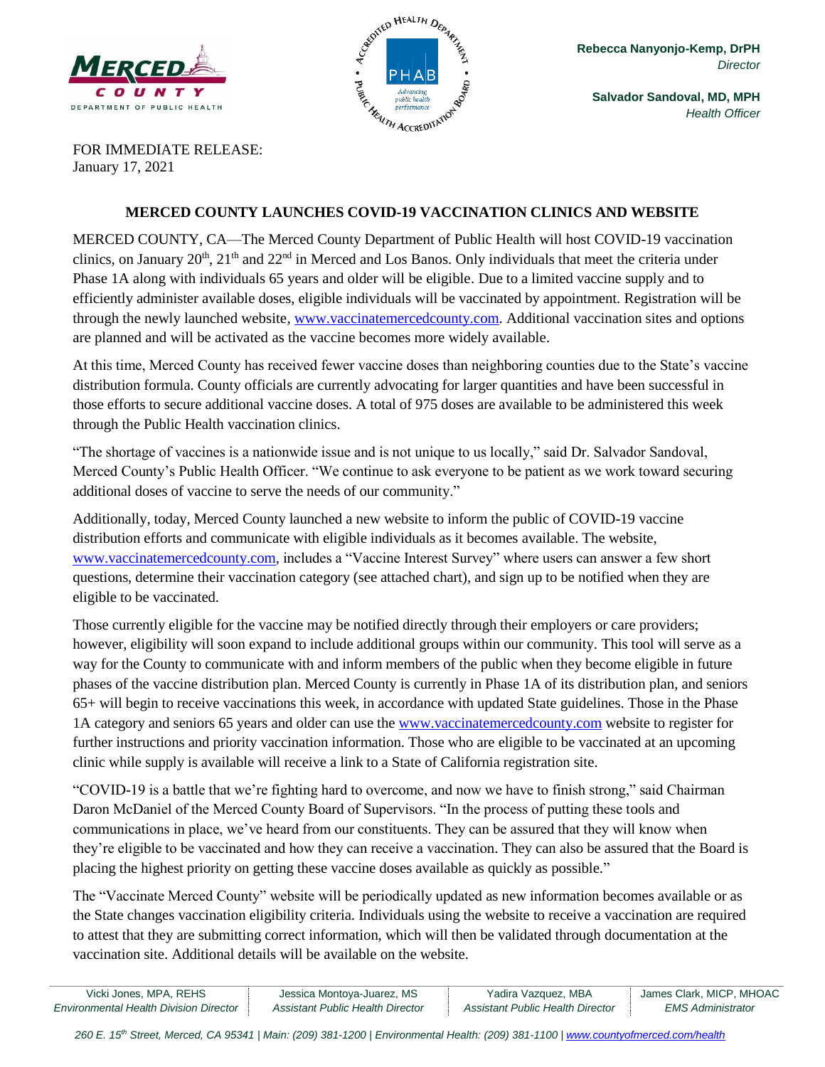Rebecca Nanyonjo-Kemp, DrPH
*Director*

Salvador Sandoval, MD, MPH
*Health Officer*

FOR IMMEDIATE RELEASE:
January 17, 2021

**MERCED COUNTY LAUNCHES COVID-19 VACCINATION CLINICS AND WEBSITE**

MERCED COUNTY, CA—The Merced County Department of Public Health will host COVID-19 vaccination clinics, on January 20th, 21th and 22nd in Merced and Los Banos. Only individuals that meet the criteria under Phase 1A along with individuals 65 years and older will be eligible. Due to a limited vaccine supply and to efficiently administer available doses, eligible individuals will be vaccinated by appointment. Registration will be through the newly launched website, www.vaccinatemercedcounty.com. Additional vaccination sites and options are planned and will be activated as the vaccine becomes more widely available.

At this time, Merced County has received fewer vaccine doses than neighboring counties due to the State's vaccine distribution formula. County officials are currently advocating for larger quantities and have been successful in those efforts to secure additional vaccine doses. A total of 975 doses are available to be administered this week through the Public Health vaccination clinics.

"The shortage of vaccines is a nationwide issue and is not unique to us locally," said Dr. Salvador Sandoval, Merced County's Public Health Officer. "We continue to ask everyone to be patient as we work toward securing additional doses of vaccine to serve the needs of our community."

Additionally, today, Merced County launched a new website to inform the public of COVID-19 vaccine distribution efforts and communicate with eligible individuals as it becomes available. The website, www.vaccinatemercedcounty.com, includes a "Vaccine Interest Survey" where users can answer a few short questions, determine their vaccination category (see attached chart), and sign up to be notified when they are eligible to be vaccinated.

Those currently eligible for the vaccine may be notified directly through their employers or care providers; however, eligibility will soon expand to include additional groups within our community. This tool will serve as a way for the County to communicate with and inform members of the public when they become eligible in future phases of the vaccine distribution plan. Merced County is currently in Phase 1A of its distribution plan, and seniors 65+ will begin to receive vaccinations this week, in accordance with updated State guidelines. Those in the Phase 1A category and seniors 65 years and older can use the www.vaccinatemercedcounty.com website to register for further instructions and priority vaccination information. Those who are eligible to be vaccinated at an upcoming clinic while supply is available will receive a link to a State of California registration site.

"COVID-19 is a battle that we're fighting hard to overcome, and now we have to finish strong," said Chairman Daron McDaniel of the Merced County Board of Supervisors. "In the process of putting these tools and communications in place, we've heard from our constituents. They can be assured that they will know when they're eligible to be vaccinated and how they can receive a vaccination. They can also be assured that the Board is placing the highest priority on getting these vaccine doses available as quickly as possible."

The "Vaccinate Merced County" website will be periodically updated as new information becomes available or as the State changes vaccination eligibility criteria. Individuals using the website to receive a vaccination are required to attest that they are submitting correct information, which will then be validated through documentation at the vaccination site. Additional details will be available on the website.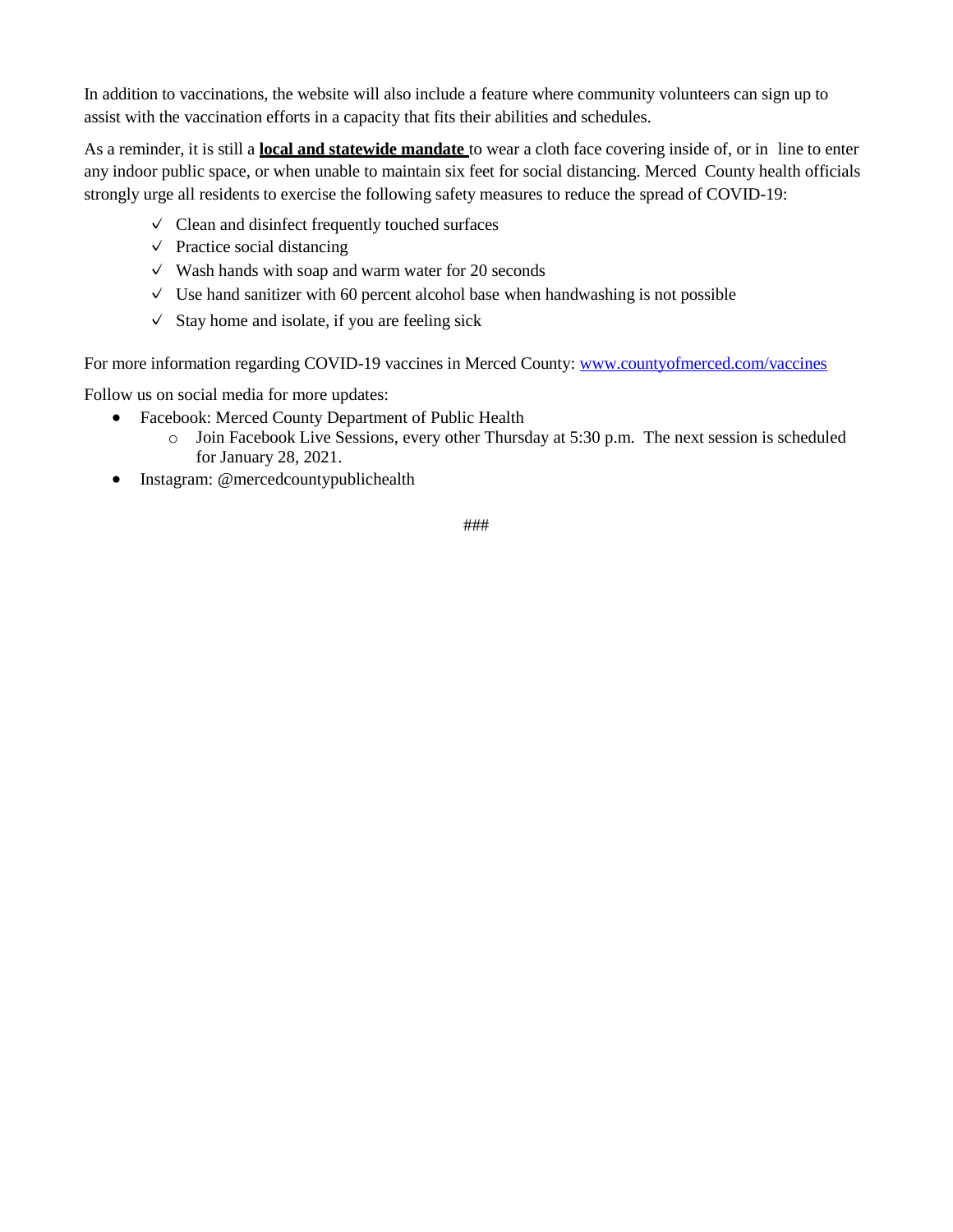In addition to vaccinations, the website will also include a feature where community volunteers can sign up to assist with the vaccination efforts in a capacity that fits their abilities and schedules.

As a reminder, it is still a **local and statewide mandate** to wear a cloth face covering inside of, or in line to enter any indoor public space, or when unable to maintain six feet for social distancing. Merced County health officials strongly urge all residents to exercise the following safety measures to reduce the spread of COVID-19:

- ✓ Clean and disinfect frequently touched surfaces
- ✓ Practice social distancing
- ✓ Wash hands with soap and warm water for 20 seconds
- ✓ Use hand sanitizer with 60 percent alcohol base when handwashing is not possible
- ✓ Stay home and isolate, if you are feeling sick

For more information regarding COVID-19 vaccines in Merced County: [www.countyofmerced.com/vaccines](http://www.countyofmerced.com/vaccines)

Follow us on social media for more updates:

- Facebook: Merced County Department of Public Health
  - Join Facebook Live Sessions, every other Thursday at 5:30 p.m. The next session is scheduled for January 28, 2021.
- Instagram: @mercedcountypublichealth

###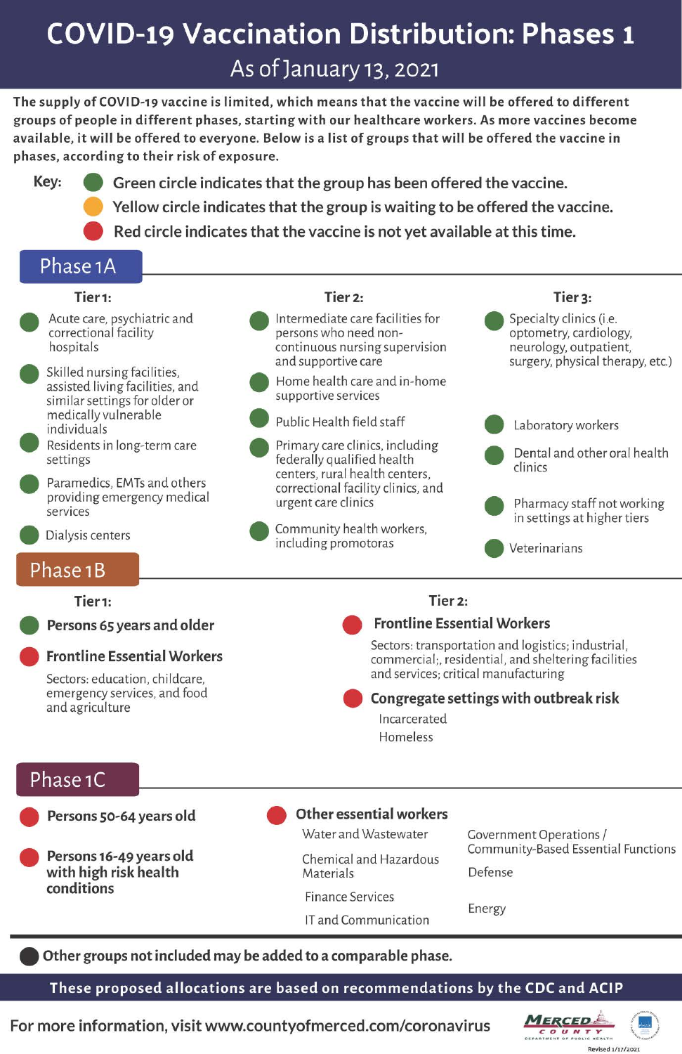# COVID-19 Vaccination Distribution: Phases 1

## As of January 13, 2021

**The supply of COVID-19 vaccine is limited, which means that the vaccine will be offered to different groups of people in different phases, starting with our healthcare workers. As more vaccines become available, it will be offered to everyone. Below is a list of groups that will be offered the vaccine in phases, according to their risk of exposure.**

Key:

- 🟢 Green circle indicates that the group has been offered the vaccine.
- 🟡 Yellow circle indicates that the group is waiting to be offered the vaccine.
- 🔴 Red circle indicates that the vaccine is not yet available at this time.

## Phase 1A

### Tier 1:

- 🟢 Acute care, psychiatric and correctional facility hospitals
- 🟢 Skilled nursing facilities, assisted living facilities, and similar settings for older or medically vulnerable individuals
- 🟢 Residents in long-term care settings
- 🟢 Paramedics, EMTs and others providing emergency medical services
- 🟢 Dialysis centers

### Tier 2:

- 🟢 Intermediate care facilities for persons who need non-continuous nursing supervision and supportive care
- 🟢 Home health care and in-home supportive services
- 🟢 Public Health field staff
- 🟢 Primary care clinics, including federally qualified health centers, rural health centers, correctional facility clinics, and urgent care clinics
- 🟢 Community health workers, including promotoras

### Tier 3:

- 🟢 Specialty clinics (i.e. optometry, cardiology, neurology, outpatient, surgery, physical therapy, etc.)
- 🟢 Laboratory workers
- 🟢 Dental and other oral health clinics
- 🟢 Pharmacy staff not working in settings at higher tiers
- 🟢 Veterinarians

## Phase 1B

### Tier 1:

- 🟢 **Persons 65 years and older**
- 🔴 **Frontline Essential Workers**

  Sectors: education, childcare, emergency services, and food and agriculture

### Tier 2:

- 🔴 **Frontline Essential Workers**

  Sectors: transportation and logistics; industrial, commercial;, residential, and sheltering facilities and services; critical manufacturing

- 🔴 **Congregate settings with outbreak risk**
  - Incarcerated
  - Homeless

## Phase 1C

- 🔴 **Persons 50-64 years old**
- 🔴 **Persons 16-49 years old with high risk health conditions**
- 🔴 **Other essential workers**
  - Water and Wastewater
  - Chemical and Hazardous Materials
  - Finance Services
  - IT and Communication
  - Government Operations / Community-Based Essential Functions
  - Defense
  - Energy

⚫ **Other groups not included may be added to a comparable phase.**

**These proposed allocations are based on recommendations by the CDC and ACIP**

For more information, visit www.countyofmerced.com/coronavirus

Merced County Department of Public Health

Revised 1/17/2021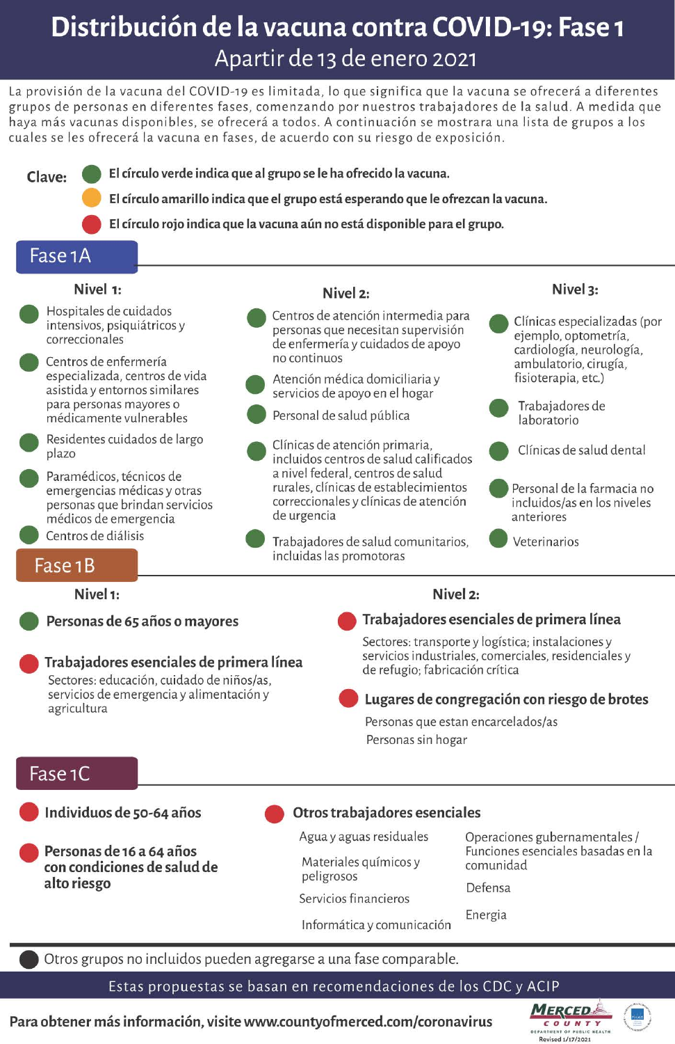# Distribución de la vacuna contra COVID-19: Fase 1

## Apartir de 13 de enero 2021

La provisión de la vacuna del COVID-19 es limitada, lo que significa que la vacuna se ofrecerá a diferentes grupos de personas en diferentes fases, comenzando por nuestros trabajadores de la salud. A medida que haya más vacunas disponibles, se ofrecerá a todos. A continuación se mostrara una lista de grupos a los cuales se les ofrecerá la vacuna en fases, de acuerdo con su riesgo de exposición.

**Clave:**

- 🟢 **El círculo verde indica que al grupo se le ha ofrecido la vacuna.**
- 🟡 **El círculo amarillo indica que el grupo está esperando que le ofrezcan la vacuna.**
- 🔴 **El círculo rojo indica que la vacuna aún no está disponible para el grupo.**

## Fase 1A

### Nivel 1:

- 🟢 Hospitales de cuidados intensivos, psiquiátricos y correccionales
- 🟢 Centros de enfermería especializada, centros de vida asistida y entornos similares para personas mayores o médicamente vulnerables
- 🟢 Residentes cuidados de largo plazo
- 🟢 Paramédicos, técnicos de emergencias médicas y otras personas que brindan servicios médicos de emergencia
- 🟢 Centros de diálisis

### Nivel 2:

- 🟢 Centros de atención intermedia para personas que necesitan supervisión de enfermería y cuidados de apoyo no continuos
- 🟢 Atención médica domiciliaria y servicios de apoyo en el hogar
- 🟢 Personal de salud pública
- 🟢 Clínicas de atención primaria, incluidos centros de salud calificados a nivel federal, centros de salud rurales, clínicas de establecimientos correccionales y clínicas de atención de urgencia
- 🟢 Trabajadores de salud comunitarios, incluidas las promotoras

### Nivel 3:

- 🟢 Clínicas especializadas (por ejemplo, optometría, cardiología, neurología, ambulatorio, cirugía, fisioterapia, etc.)
- 🟢 Trabajadores de laboratorio
- 🟢 Clínicas de salud dental
- 🟢 Personal de la farmacia no incluidos/as en los niveles anteriores
- 🟢 Veterinarios

## Fase 1B

### Nivel 1:

- 🟢 **Personas de 65 años o mayores**
- 🔴 **Trabajadores esenciales de primera línea**
  Sectores: educación, cuidado de niños/as, servicios de emergencia y alimentación y agricultura

### Nivel 2:

- 🔴 **Trabajadores esenciales de primera línea**
  Sectores: transporte y logística; instalaciones y servicios industriales, comerciales, residenciales y de refugio; fabricación crítica
- 🔴 **Lugares de congregación con riesgo de brotes**
  Personas que estan encarcelados/as
  Personas sin hogar

## Fase 1C

- 🔴 **Individuos de 50-64 años**
- 🔴 **Personas de 16 a 64 años con condiciones de salud de alto riesgo**
- 🔴 **Otros trabajadores esenciales**
  - Agua y aguas residuales
  - Materiales químicos y peligrosos
  - Servicios financieros
  - Informática y comunicación
  - Operaciones gubernamentales / Funciones esenciales basadas en la comunidad
  - Defensa
  - Energia

⚫ Otros grupos no incluidos pueden agregarse a una fase comparable.

Estas propuestas se basan en recomendaciones de los CDC y ACIP

**Para obtener más información, visite www.countyofmerced.com/coronavirus**

MERCED COUNTY DEPARTMENT OF PUBLIC HEALTH
Revised 1/17/2021